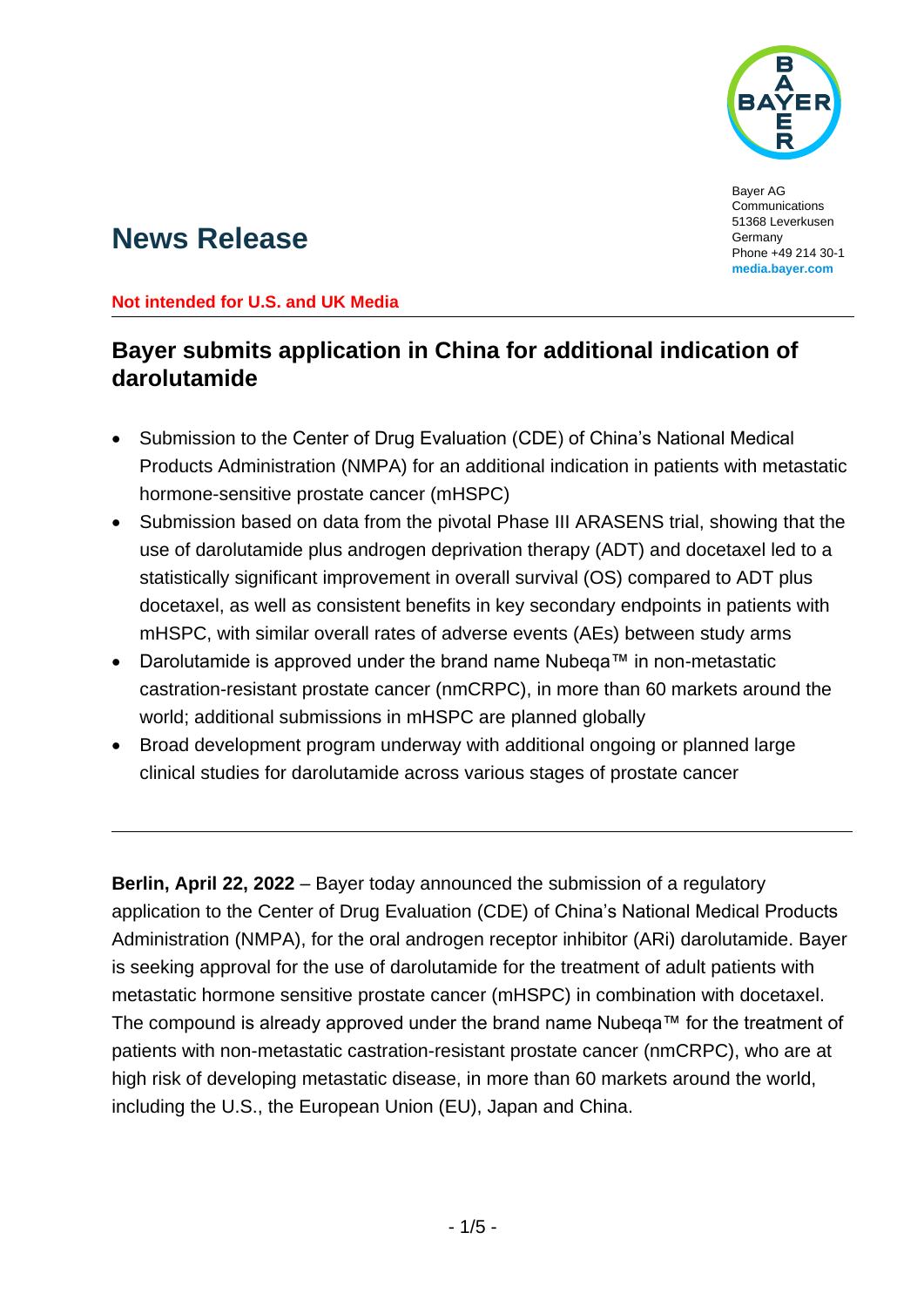Bayer AG
Communications
51368 Leverkusen
Germany
Phone +49 214 30-1
media.bayer.com

# News Release

**Not intended for U.S. and UK Media**

## Bayer submits application in China for additional indication of darolutamide

- Submission to the Center of Drug Evaluation (CDE) of China's National Medical Products Administration (NMPA) for an additional indication in patients with metastatic hormone-sensitive prostate cancer (mHSPC)
- Submission based on data from the pivotal Phase III ARASENS trial, showing that the use of darolutamide plus androgen deprivation therapy (ADT) and docetaxel led to a statistically significant improvement in overall survival (OS) compared to ADT plus docetaxel, as well as consistent benefits in key secondary endpoints in patients with mHSPC, with similar overall rates of adverse events (AEs) between study arms
- Darolutamide is approved under the brand name Nubeqa™ in non-metastatic castration-resistant prostate cancer (nmCRPC), in more than 60 markets around the world; additional submissions in mHSPC are planned globally
- Broad development program underway with additional ongoing or planned large clinical studies for darolutamide across various stages of prostate cancer

---

**Berlin, April 22, 2022** – Bayer today announced the submission of a regulatory application to the Center of Drug Evaluation (CDE) of China's National Medical Products Administration (NMPA), for the oral androgen receptor inhibitor (ARi) darolutamide. Bayer is seeking approval for the use of darolutamide for the treatment of adult patients with metastatic hormone sensitive prostate cancer (mHSPC) in combination with docetaxel. The compound is already approved under the brand name Nubeqa™ for the treatment of patients with non-metastatic castration-resistant prostate cancer (nmCRPC), who are at high risk of developing metastatic disease, in more than 60 markets around the world, including the U.S., the European Union (EU), Japan and China.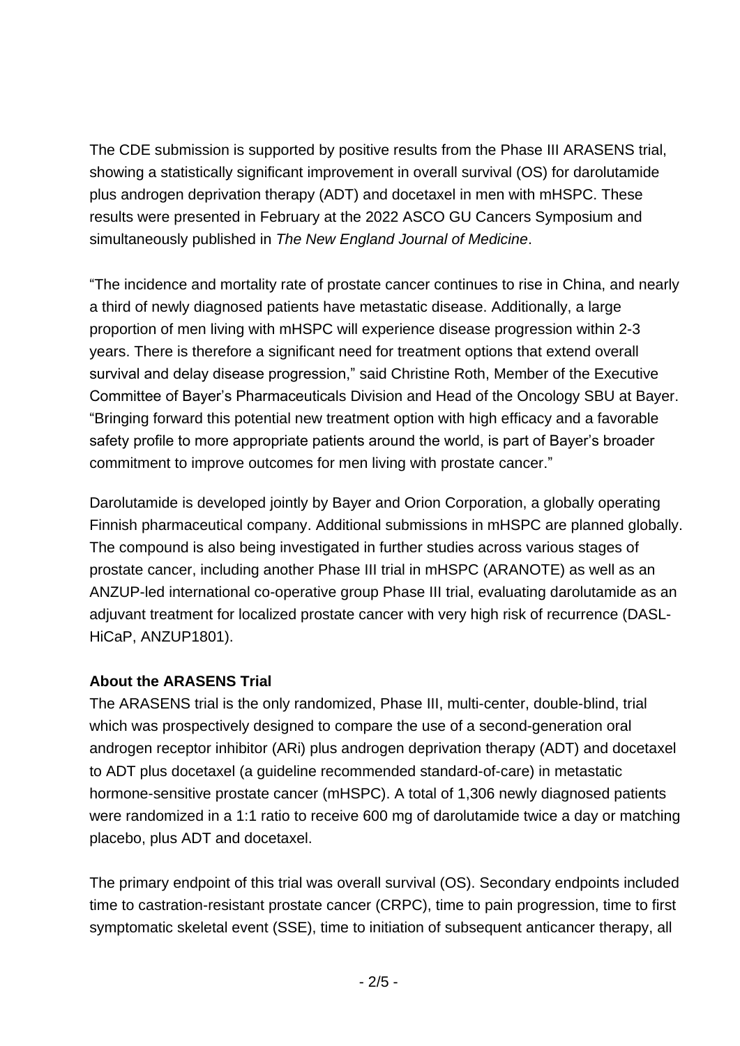The CDE submission is supported by positive results from the Phase III ARASENS trial, showing a statistically significant improvement in overall survival (OS) for darolutamide plus androgen deprivation therapy (ADT) and docetaxel in men with mHSPC. These results were presented in February at the 2022 ASCO GU Cancers Symposium and simultaneously published in *The New England Journal of Medicine*.

"The incidence and mortality rate of prostate cancer continues to rise in China, and nearly a third of newly diagnosed patients have metastatic disease. Additionally, a large proportion of men living with mHSPC will experience disease progression within 2-3 years. There is therefore a significant need for treatment options that extend overall survival and delay disease progression," said Christine Roth, Member of the Executive Committee of Bayer's Pharmaceuticals Division and Head of the Oncology SBU at Bayer. "Bringing forward this potential new treatment option with high efficacy and a favorable safety profile to more appropriate patients around the world, is part of Bayer's broader commitment to improve outcomes for men living with prostate cancer."

Darolutamide is developed jointly by Bayer and Orion Corporation, a globally operating Finnish pharmaceutical company. Additional submissions in mHSPC are planned globally. The compound is also being investigated in further studies across various stages of prostate cancer, including another Phase III trial in mHSPC (ARANOTE) as well as an ANZUP-led international co-operative group Phase III trial, evaluating darolutamide as an adjuvant treatment for localized prostate cancer with very high risk of recurrence (DASL-HiCaP, ANZUP1801).

**About the ARASENS Trial**

The ARASENS trial is the only randomized, Phase III, multi-center, double-blind, trial which was prospectively designed to compare the use of a second-generation oral androgen receptor inhibitor (ARi) plus androgen deprivation therapy (ADT) and docetaxel to ADT plus docetaxel (a guideline recommended standard-of-care) in metastatic hormone-sensitive prostate cancer (mHSPC). A total of 1,306 newly diagnosed patients were randomized in a 1:1 ratio to receive 600 mg of darolutamide twice a day or matching placebo, plus ADT and docetaxel.

The primary endpoint of this trial was overall survival (OS). Secondary endpoints included time to castration-resistant prostate cancer (CRPC), time to pain progression, time to first symptomatic skeletal event (SSE), time to initiation of subsequent anticancer therapy, all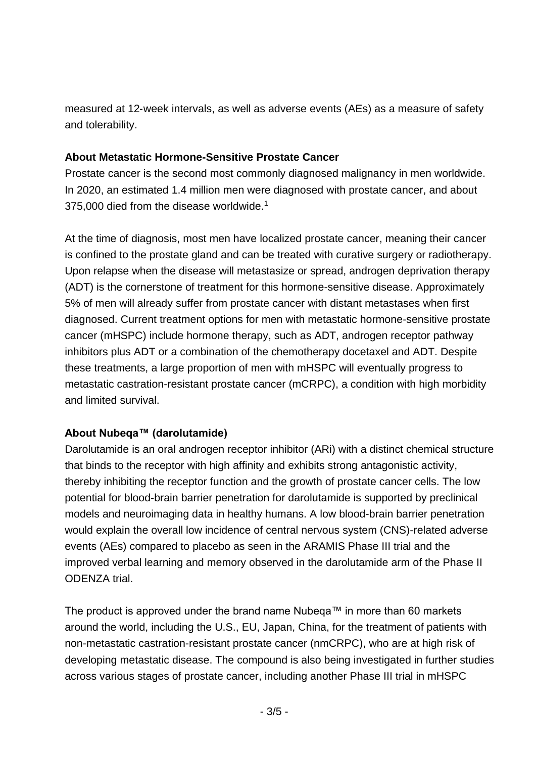measured at 12-week intervals, as well as adverse events (AEs) as a measure of safety and tolerability.

**About Metastatic Hormone-Sensitive Prostate Cancer**

Prostate cancer is the second most commonly diagnosed malignancy in men worldwide. In 2020, an estimated 1.4 million men were diagnosed with prostate cancer, and about 375,000 died from the disease worldwide.[1]

At the time of diagnosis, most men have localized prostate cancer, meaning their cancer is confined to the prostate gland and can be treated with curative surgery or radiotherapy. Upon relapse when the disease will metastasize or spread, androgen deprivation therapy (ADT) is the cornerstone of treatment for this hormone-sensitive disease. Approximately 5% of men will already suffer from prostate cancer with distant metastases when first diagnosed. Current treatment options for men with metastatic hormone-sensitive prostate cancer (mHSPC) include hormone therapy, such as ADT, androgen receptor pathway inhibitors plus ADT or a combination of the chemotherapy docetaxel and ADT. Despite these treatments, a large proportion of men with mHSPC will eventually progress to metastatic castration-resistant prostate cancer (mCRPC), a condition with high morbidity and limited survival.

**About Nubeqa™ (darolutamide)**

Darolutamide is an oral androgen receptor inhibitor (ARi) with a distinct chemical structure that binds to the receptor with high affinity and exhibits strong antagonistic activity, thereby inhibiting the receptor function and the growth of prostate cancer cells. The low potential for blood-brain barrier penetration for darolutamide is supported by preclinical models and neuroimaging data in healthy humans. A low blood-brain barrier penetration would explain the overall low incidence of central nervous system (CNS)-related adverse events (AEs) compared to placebo as seen in the ARAMIS Phase III trial and the improved verbal learning and memory observed in the darolutamide arm of the Phase II ODENZA trial.

The product is approved under the brand name Nubeqa™ in more than 60 markets around the world, including the U.S., EU, Japan, China, for the treatment of patients with non-metastatic castration-resistant prostate cancer (nmCRPC), who are at high risk of developing metastatic disease. The compound is also being investigated in further studies across various stages of prostate cancer, including another Phase III trial in mHSPC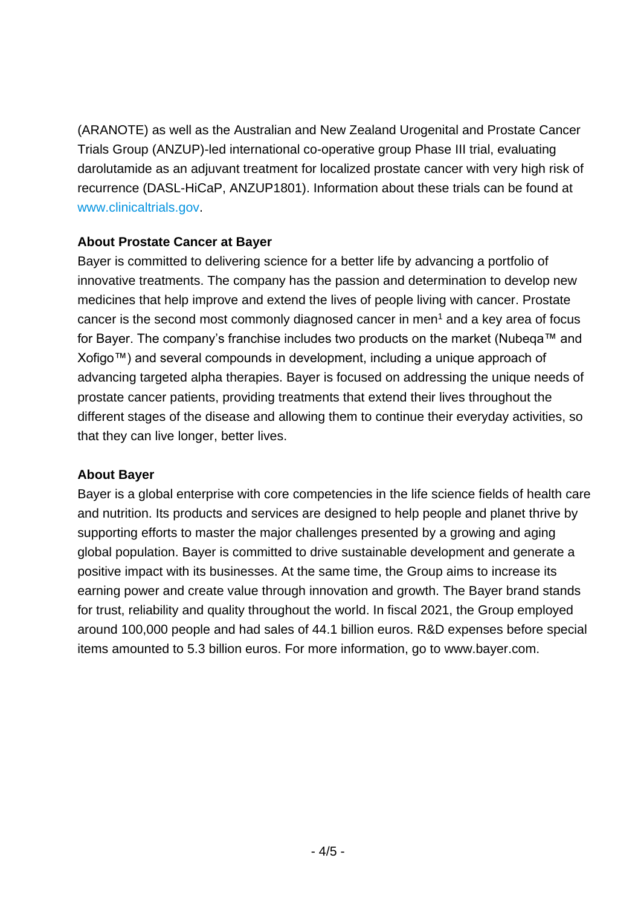(ARANOTE) as well as the Australian and New Zealand Urogenital and Prostate Cancer Trials Group (ANZUP)-led international co-operative group Phase III trial, evaluating darolutamide as an adjuvant treatment for localized prostate cancer with very high risk of recurrence (DASL-HiCaP, ANZUP1801). Information about these trials can be found at www.clinicaltrials.gov.

**About Prostate Cancer at Bayer**

Bayer is committed to delivering science for a better life by advancing a portfolio of innovative treatments. The company has the passion and determination to develop new medicines that help improve and extend the lives of people living with cancer. Prostate cancer is the second most commonly diagnosed cancer in men[1] and a key area of focus for Bayer. The company's franchise includes two products on the market (Nubeqa™ and Xofigo™) and several compounds in development, including a unique approach of advancing targeted alpha therapies. Bayer is focused on addressing the unique needs of prostate cancer patients, providing treatments that extend their lives throughout the different stages of the disease and allowing them to continue their everyday activities, so that they can live longer, better lives.

**About Bayer**

Bayer is a global enterprise with core competencies in the life science fields of health care and nutrition. Its products and services are designed to help people and planet thrive by supporting efforts to master the major challenges presented by a growing and aging global population. Bayer is committed to drive sustainable development and generate a positive impact with its businesses. At the same time, the Group aims to increase its earning power and create value through innovation and growth. The Bayer brand stands for trust, reliability and quality throughout the world. In fiscal 2021, the Group employed around 100,000 people and had sales of 44.1 billion euros. R&D expenses before special items amounted to 5.3 billion euros. For more information, go to www.bayer.com.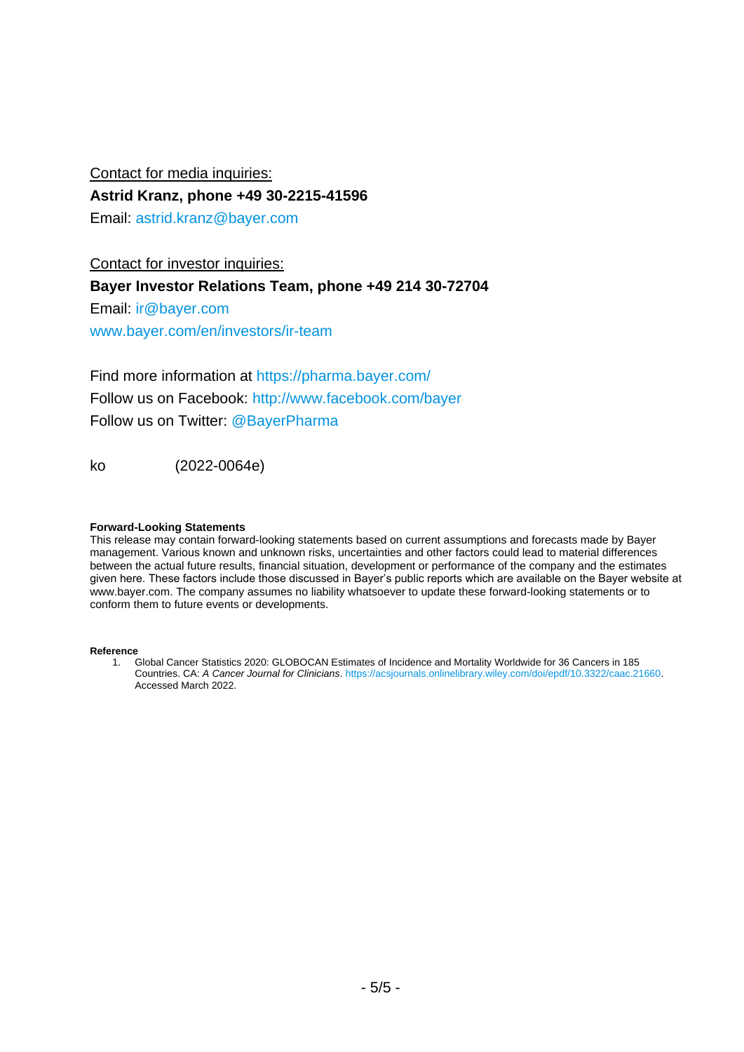Contact for media inquiries:

**Astrid Kranz, phone +49 30-2215-41596**

Email: astrid.kranz@bayer.com

Contact for investor inquiries:

**Bayer Investor Relations Team, phone +49 214 30-72704**

Email: ir@bayer.com

www.bayer.com/en/investors/ir-team

Find more information at https://pharma.bayer.com/

Follow us on Facebook: http://www.facebook.com/bayer

Follow us on Twitter: @BayerPharma

ko (2022-0064e)

**Forward-Looking Statements**

This release may contain forward-looking statements based on current assumptions and forecasts made by Bayer management. Various known and unknown risks, uncertainties and other factors could lead to material differences between the actual future results, financial situation, development or performance of the company and the estimates given here. These factors include those discussed in Bayer's public reports which are available on the Bayer website at www.bayer.com. The company assumes no liability whatsoever to update these forward-looking statements or to conform them to future events or developments.

**Reference**

1. Global Cancer Statistics 2020: GLOBOCAN Estimates of Incidence and Mortality Worldwide for 36 Cancers in 185 Countries. CA: *A Cancer Journal for Clinicians*. https://acsjournals.onlinelibrary.wiley.com/doi/epdf/10.3322/caac.21660. Accessed March 2022.